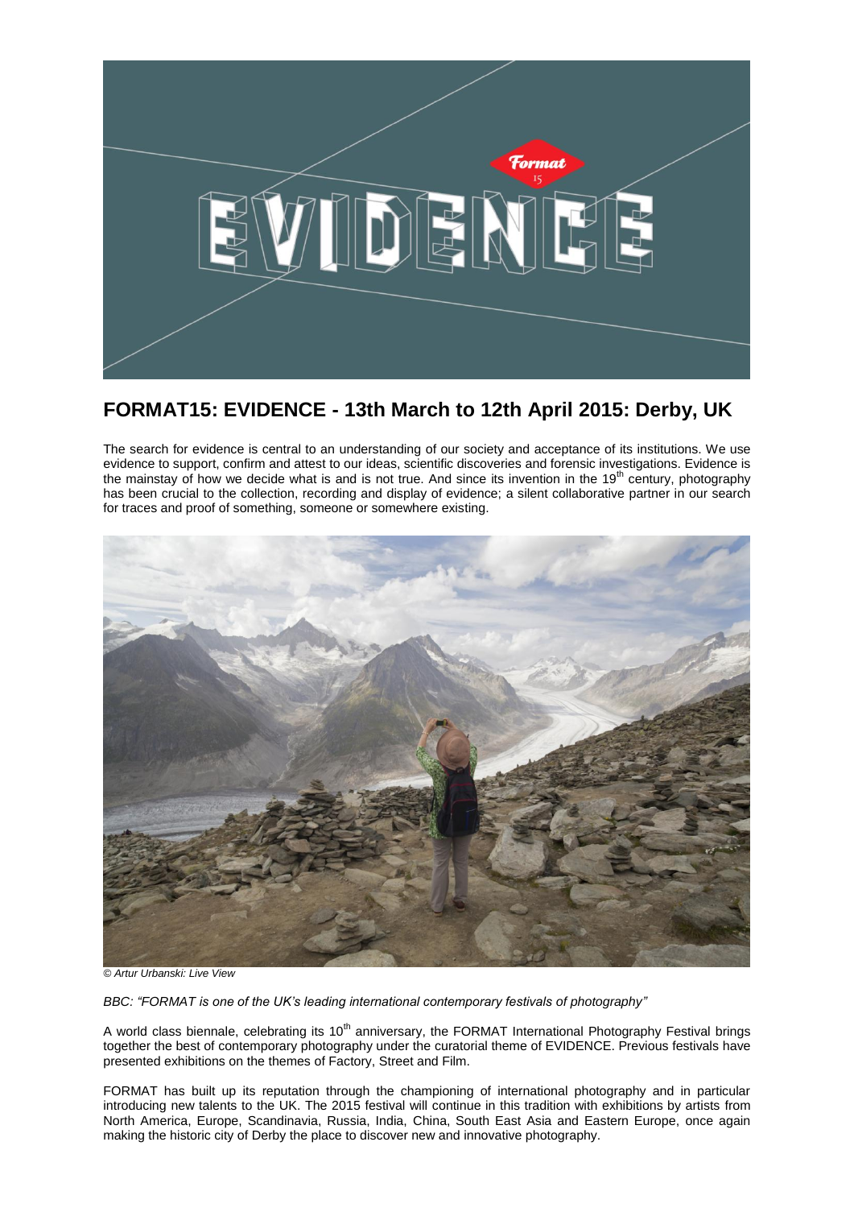# FORMAT15: EVIDENCE - 13th March to 12th April 2015: Derby, UK

The search for evidence is central to an understanding of our society and acceptance of its institutions. We use evidence to support, confirm and attest to our ideas, scientific discoveries and forensic investigations. Evidence is the mainstay of how we decide what is and is not true. And since its invention in the 19th century, photography has been crucial to the collection, recording and display of evidence; a silent collaborative partner in our search for traces and proof of something, someone or somewhere existing.

*© Artur Urbanski: Live View*

*BBC: "FORMAT is one of the UK's leading international contemporary festivals of photography"*

A world class biennale, celebrating its 10th anniversary, the FORMAT International Photography Festival brings together the best of contemporary photography under the curatorial theme of EVIDENCE. Previous festivals have presented exhibitions on the themes of Factory, Street and Film.

FORMAT has built up its reputation through the championing of international photography and in particular introducing new talents to the UK. The 2015 festival will continue in this tradition with exhibitions by artists from North America, Europe, Scandinavia, Russia, India, China, South East Asia and Eastern Europe, once again making the historic city of Derby the place to discover new and innovative photography.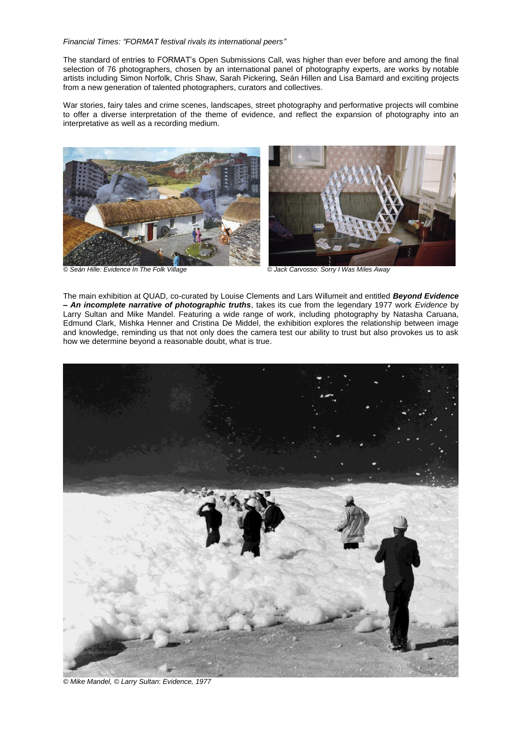*Financial Times: "FORMAT festival rivals its international peers"*

The standard of entries to FORMAT's Open Submissions Call, was higher than ever before and among the final selection of 76 photographers, chosen by an international panel of photography experts, are works by notable artists including Simon Norfolk, Chris Shaw, Sarah Pickering, Seán Hillen and Lisa Barnard and exciting projects from a new generation of talented photographers, curators and collectives.

War stories, fairy tales and crime scenes, landscapes, street photography and performative projects will combine to offer a diverse interpretation of the theme of evidence, and reflect the expansion of photography into an interpretative as well as a recording medium.

*© Seán Hille: Evidence In The Folk Village*

*© Jack Carvosso: Sorry I Was Miles Away*

The main exhibition at QUAD, co-curated by Louise Clements and Lars Willumeit and entitled ***Beyond Evidence – An incomplete narrative of photographic truths***, takes its cue from the legendary 1977 work *Evidence* by Larry Sultan and Mike Mandel. Featuring a wide range of work, including photography by Natasha Caruana, Edmund Clark, Mishka Henner and Cristina De Middel, the exhibition explores the relationship between image and knowledge, reminding us that not only does the camera test our ability to trust but also provokes us to ask how we determine beyond a reasonable doubt, what is true.

*© Mike Mandel, © Larry Sultan: Evidence, 1977*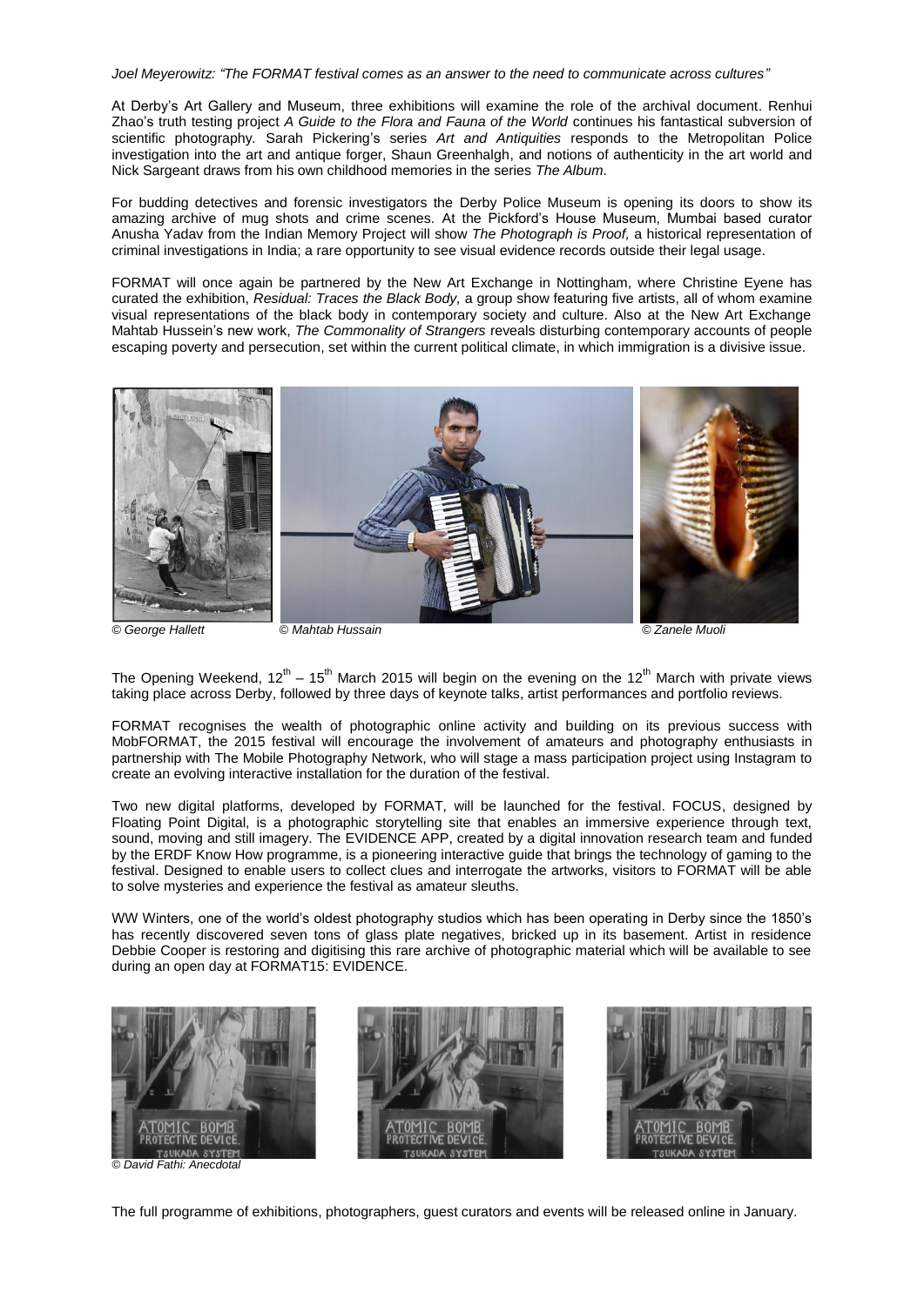*Joel Meyerowitz: "The FORMAT festival comes as an answer to the need to communicate across cultures"*

At Derby's Art Gallery and Museum, three exhibitions will examine the role of the archival document. Renhui Zhao's truth testing project *A Guide to the Flora and Fauna of the World* continues his fantastical subversion of scientific photography. Sarah Pickering's series *Art and Antiquities* responds to the Metropolitan Police investigation into the art and antique forger, Shaun Greenhalgh, and notions of authenticity in the art world and Nick Sargeant draws from his own childhood memories in the series *The Album*.

For budding detectives and forensic investigators the Derby Police Museum is opening its doors to show its amazing archive of mug shots and crime scenes. At the Pickford's House Museum, Mumbai based curator Anusha Yadav from the Indian Memory Project will show *The Photograph is Proof,* a historical representation of criminal investigations in India; a rare opportunity to see visual evidence records outside their legal usage.

FORMAT will once again be partnered by the New Art Exchange in Nottingham, where Christine Eyene has curated the exhibition, *Residual: Traces the Black Body,* a group show featuring five artists, all of whom examine visual representations of the black body in contemporary society and culture. Also at the New Art Exchange Mahtab Hussein's new work, *The Commonality of Strangers* reveals disturbing contemporary accounts of people escaping poverty and persecution, set within the current political climate, in which immigration is a divisive issue.

*© George Hallett* *© Mahtab Hussain* *© Zanele Muoli*

The Opening Weekend, 12th – 15th March 2015 will begin on the evening on the 12th March with private views taking place across Derby, followed by three days of keynote talks, artist performances and portfolio reviews.

FORMAT recognises the wealth of photographic online activity and building on its previous success with MobFORMAT, the 2015 festival will encourage the involvement of amateurs and photography enthusiasts in partnership with The Mobile Photography Network, who will stage a mass participation project using Instagram to create an evolving interactive installation for the duration of the festival.

Two new digital platforms, developed by FORMAT, will be launched for the festival. FOCUS, designed by Floating Point Digital, is a photographic storytelling site that enables an immersive experience through text, sound, moving and still imagery. The EVIDENCE APP, created by a digital innovation research team and funded by the ERDF Know How programme, is a pioneering interactive guide that brings the technology of gaming to the festival. Designed to enable users to collect clues and interrogate the artworks, visitors to FORMAT will be able to solve mysteries and experience the festival as amateur sleuths.

WW Winters, one of the world's oldest photography studios which has been operating in Derby since the 1850's has recently discovered seven tons of glass plate negatives, bricked up in its basement. Artist in residence Debbie Cooper is restoring and digitising this rare archive of photographic material which will be available to see during an open day at FORMAT15: EVIDENCE.

*© David Fathi: Anecdotal*

The full programme of exhibitions, photographers, guest curators and events will be released online in January.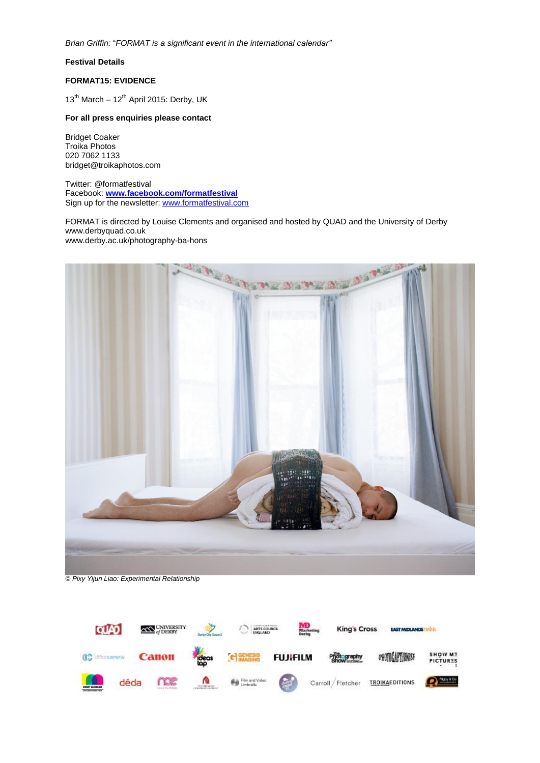*Brian Griffin: "FORMAT is a significant event in the international calendar"*

**Festival Details**

**FORMAT15: EVIDENCE**

13th March – 12th April 2015: Derby, UK

**For all press enquiries please contact**

Bridget Coaker
Troika Photos
020 7062 1133
bridget@troikaphotos.com

Twitter: @formatfestival
Facebook: **www.facebook.com/formatfestival**
Sign up for the newsletter: www.formatfestival.com

FORMAT is directed by Louise Clements and organised and hosted by QUAD and the University of Derby
www.derbyquad.co.uk
www.derby.ac.uk/photography-ba-hons

*© Pixy Yijun Liao: Experimental Relationship*